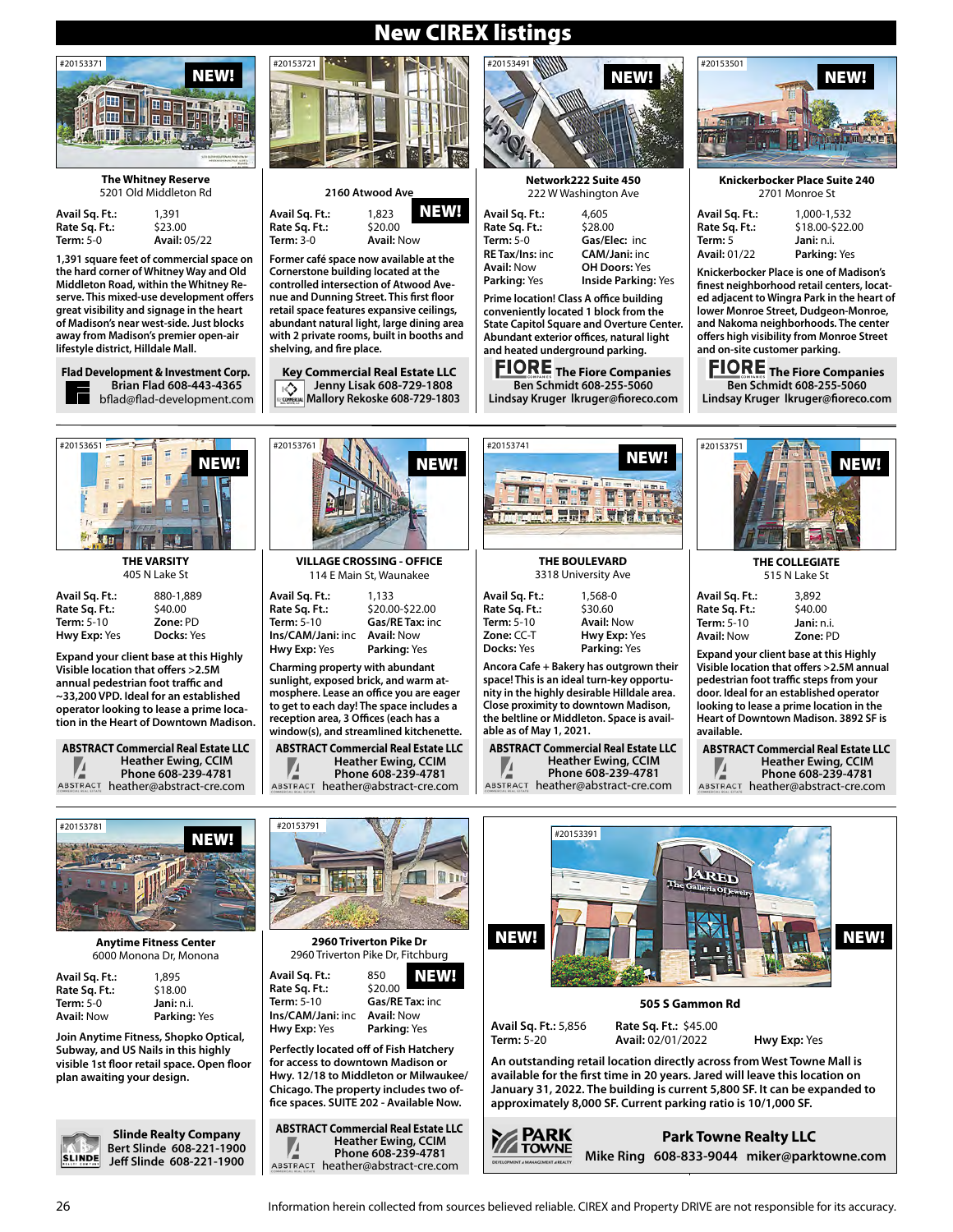# New CIREX listings

## The Whitney Reserve

#20153371 — NEW!

5201 Old Middleton Rd

**Avail Sq. Ft.:** 1,391
**Rate Sq. Ft.:** $23.00
**Term:** 5-0
**Avail:** 05/22

1,391 square feet of commercial space on the hard corner of Whitney Way and Old Middleton Road, within the Whitney Reserve. This mixed-use development offers great visibility and signage in the heart of Madison's near west-side. Just blocks away from Madison's premier open-air lifestyle district, Hilldale Mall.

**Flad Development & Investment Corp.**
Brian Flad 608-443-4365
bflad@flad-development.com

## 2160 Atwood Ave

#20153721 — NEW!

**Avail Sq. Ft.:** 1,823
**Rate Sq. Ft.:** $20.00
**Term:** 3-0
**Avail:** Now

Former café space now available at the Cornerstone building located at the controlled intersection of Atwood Avenue and Dunning Street. This first floor retail space features expansive ceilings, abundant natural light, large dining area with 2 private rooms, built in booths and shelving, and fire place.

**Key Commercial Real Estate LLC**
Jenny Lisak 608-729-1808
Mallory Rekoske 608-729-1803

## Network222 Suite 450

#20153491 — NEW!

222 W Washington Ave

**Avail Sq. Ft.:** 4,605
**Rate Sq. Ft.:** $28.00
**Term:** 5-0
**Gas/Elec:** inc
**RE Tax/Ins:** inc
**CAM/Jani:** inc
**Avail:** Now
**OH Doors:** Yes
**Parking:** Yes
**Inside Parking:** Yes

Prime location! Class A office building conveniently located 1 block from the State Capitol Square and Overture Center. Abundant exterior offices, natural light and heated underground parking.

**The Fiore Companies**
Ben Schmidt 608-255-5060
Lindsay Kruger lkruger@fioreco.com

## Knickerbocker Place Suite 240

#20153501 — NEW!

2701 Monroe St

**Avail Sq. Ft.:** 1,000-1,532
**Rate Sq. Ft.:** $18.00-$22.00
**Term:** 5
**Jani:** n.i.
**Avail:** 01/22
**Parking:** Yes

Knickerbocker Place is one of Madison's finest neighborhood retail centers, located adjacent to Wingra Park in the heart of lower Monroe Street, Dudgeon-Monroe, and Nakoma neighborhoods. The center offers high visibility from Monroe Street and on-site customer parking.

**The Fiore Companies**
Ben Schmidt 608-255-5060
Lindsay Kruger lkruger@fioreco.com

## THE VARSITY

#20153651 — NEW!

405 N Lake St

**Avail Sq. Ft.:** 880-1,889
**Rate Sq. Ft.:** $40.00
**Term:** 5-10
**Zone:** PD
**Hwy Exp:** Yes
**Docks:** Yes

Expand your client base at this Highly Visible location that offers >2.5M annual pedestrian foot traffic and ~33,200 VPD. Ideal for an established operator looking to lease a prime location in the Heart of Downtown Madison.

**ABSTRACT Commercial Real Estate LLC**
Heather Ewing, CCIM
Phone 608-239-4781
heather@abstract-cre.com

## VILLAGE CROSSING - OFFICE

#20153761 — NEW!

114 E Main St, Waunakee

**Avail Sq. Ft.:** 1,133
**Rate Sq. Ft.:** $20.00-$22.00
**Term:** 5-10
**Gas/RE Tax:** inc
**Ins/CAM/Jani:** inc
**Avail:** Now
**Hwy Exp:** Yes
**Parking:** Yes

Charming property with abundant sunlight, exposed brick, and warm atmosphere. Lease an office you are eager to get to each day! The space includes a reception area, 3 Offices (each has a window(s), and streamlined kitchenette.

**ABSTRACT Commercial Real Estate LLC**
Heather Ewing, CCIM
Phone 608-239-4781
heather@abstract-cre.com

## THE BOULEVARD

#20153741 — NEW!

3318 University Ave

**Avail Sq. Ft.:** 1,568-0
**Rate Sq. Ft.:** $30.60
**Term:** 5-10
**Avail:** Now
**Zone:** CC-T
**Hwy Exp:** Yes
**Docks:** Yes
**Parking:** Yes

Ancora Cafe + Bakery has outgrown their space! This is an ideal turn-key opportunity in the highly desirable Hilldale area. Close proximity to downtown Madison, the beltline or Middleton. Space is available as of May 1, 2021.

**ABSTRACT Commercial Real Estate LLC**
Heather Ewing, CCIM
Phone 608-239-4781
heather@abstract-cre.com

## THE COLLEGIATE

#20153751 — NEW!

515 N Lake St

**Avail Sq. Ft.:** 3,892
**Rate Sq. Ft.:** $40.00
**Term:** 5-10
**Jani:** n.i.
**Avail:** Now
**Zone:** PD

Expand your client base at this Highly Visible location that offers >2.5M annual pedestrian foot traffic steps from your door. Ideal for an established operator looking to lease a prime location in the Heart of Downtown Madison. 3892 SF is available.

**ABSTRACT Commercial Real Estate LLC**
Heather Ewing, CCIM
Phone 608-239-4781
heather@abstract-cre.com

## Anytime Fitness Center

#20153781 — NEW!

6000 Monona Dr, Monona

**Avail Sq. Ft.:** 1,895
**Rate Sq. Ft.:** $18.00
**Term:** 5-0
**Jani:** n.i.
**Avail:** Now
**Parking:** Yes

Join Anytime Fitness, Shopko Optical, Subway, and US Nails in this highly visible 1st floor retail space. Open floor plan awaiting your design.

**Slinde Realty Company**
Bert Slinde 608-221-1900
Jeff Slinde 608-221-1900

## 2960 Triverton Pike Dr

#20153791 — NEW!

2960 Triverton Pike Dr, Fitchburg

**Avail Sq. Ft.:** 850
**Rate Sq. Ft.:** $20.00
**Term:** 5-10
**Gas/RE Tax:** inc
**Ins/CAM/Jani:** inc
**Avail:** Now
**Hwy Exp:** Yes
**Parking:** Yes

Perfectly located off of Fish Hatchery for access to downtown Madison or Hwy. 12/18 to Middleton or Milwaukee/Chicago. The property includes two office spaces. SUITE 202 - Available Now.

**ABSTRACT Commercial Real Estate LLC**
Heather Ewing, CCIM
Phone 608-239-4781
heather@abstract-cre.com

## 505 S Gammon Rd

#20153391 — NEW! NEW!

**Avail Sq. Ft.:** 5,856
**Rate Sq. Ft.:** $45.00
**Term:** 5-20
**Avail:** 02/01/2022
**Hwy Exp:** Yes

An outstanding retail location directly across from West Towne Mall is available for the first time in 20 years. Jared will leave this location on January 31, 2022. The building is current 5,800 SF. It can be expanded to approximately 8,000 SF. Current parking ratio is 10/1,000 SF.

**Park Towne Realty LLC**
Mike Ring 608-833-9044 miker@parktowne.com

Information herein collected from sources believed reliable. CIREX and Property DRIVE are not responsible for its accuracy.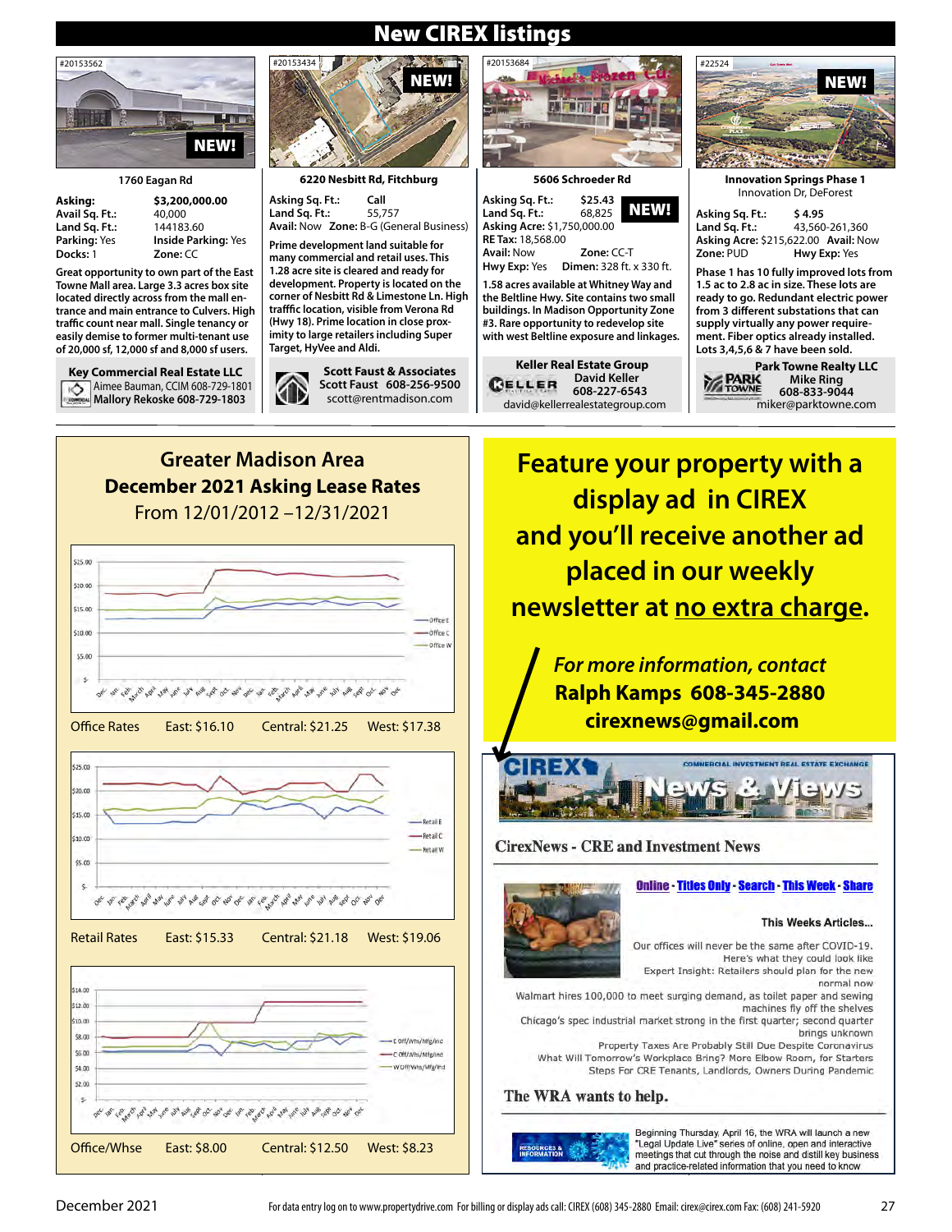# New CIREX listings

#20153562

NEW!

**1760 Eagan Rd**

**Asking:** $3,200,000.00
**Avail Sq. Ft.:** 40,000
**Land Sq. Ft.:** 144183.60
**Parking:** Yes **Inside Parking:** Yes
**Docks:** 1 **Zone:** CC

**Great opportunity to own part of the East Towne Mall area. Large 3.3 acres box site located directly across from the mall entrance and main entrance to Culvers. High traffic count near mall. Single tenancy or easily demise to former multi-tenant use of 20,000 sf, 12,000 sf and 8,000 sf users.**

**Key Commercial Real Estate LLC**
Aimee Bauman, CCIM 608-729-1801
**Mallory Rekoske 608-729-1803**

---

#20153434

NEW!

**6220 Nesbitt Rd, Fitchburg**

**Asking Sq. Ft.:** Call
**Land Sq. Ft.:** 55,757
**Avail:** Now **Zone:** B-G (General Business)

**Prime development land suitable for many commercial and retail uses. This 1.28 acre site is cleared and ready for development. Property is located on the corner of Nesbitt Rd & Limestone Ln. High trafffic location, visible from Verona Rd (Hwy 18). Prime location in close proximity to large retailers including Super Target, HyVee and Aldi.**

**Scott Faust & Associates**
**Scott Faust 608-256-9500**
scott@rentmadison.com

---

#20153684

**5606 Schroeder Rd**

NEW!

**Asking Sq. Ft.:** $25.43
**Land Sq. Ft.:** 68,825
**Asking Acre:** $1,750,000.00
**RE Tax:** 18,568.00
**Avail:** Now **Zone:** CC-T
**Hwy Exp:** Yes **Dimen:** 328 ft. x 330 ft.

**1.58 acres available at Whitney Way and the Beltline Hwy. Site contains two small buildings. In Madison Opportunity Zone #3. Rare opportunity to redevelop site with west Beltline exposure and linkages.**

**Keller Real Estate Group**
**David Keller**
**608-227-6543**
david@kellerrealestategroup.com

---

#22524

NEW!

**Innovation Springs Phase 1**
Innovation Dr, DeForest

**Asking Sq. Ft.:** $ 4.95
**Land Sq. Ft.:** 43,560-261,360
**Asking Acre:** $215,622.00 **Avail:** Now
**Zone:** PUD **Hwy Exp:** Yes

**Phase 1 has 10 fully improved lots from 1.5 ac to 2.8 ac in size. These lots are ready to go. Redundant electric power from 3 different substations that can supply virtually any power requirement. Fiber optics already installed. Lots 3,4,5,6 & 7 have been sold.**

**Park Towne Realty LLC**
**Mike Ring**
**608-833-9044**
miker@parktowne.com

---

## Greater Madison Area
## December 2021 Asking Lease Rates
From 12/01/2012 –12/31/2021

$25.00
$20.00
$15.00
$10.00
$5.00
$-
Office E
Office C
Office W

Office Rates East: $16.10 Central: $21.25 West: $17.38

$25.00
$20.00
$15.00
$10.00
$5.00
$-
Retail E
Retail C
Retail W

Retail Rates East: $15.33 Central: $21.18 West: $19.06

$14.00
$12.00
$10.00
$8.00
$6.00
$4.00
$2.00
$-
E Off/Whs/Mfg/Ind
C Off/Whs/Mfg/Ind
W Off/Whs/Mfg/Ind

Office/Whse East: $8.00 Central: $12.50 West: $8.23

---

# Feature your property with a display ad in CIREX and you'll receive another ad placed in our weekly newsletter at no extra charge.

*For more information, contact*
**Ralph Kamps 608-345-2880**
**cirexnews@gmail.com**

CIREX COMMERCIAL INVESTMENT REAL ESTATE EXCHANGE News & Views

CirexNews - CRE and Investment News

Online - Titles Only - Search - This Week - Share

This Weeks Articles...

Our offices will never be the same after COVID-19. Here's what they could look like
Expert Insight: Retailers should plan for the new normal now
Walmart hires 100,000 to meet surging demand, as toilet paper and sewing machines fly off the shelves
Chicago's spec industrial market strong in the first quarter; second quarter brings unknown
Property Taxes Are Probably Still Due Despite Coronavirus
What Will Tomorrow's Workplace Bring? More Elbow Room, for Starters
Steps For CRE Tenants, Landlords, Owners During Pandemic

The WRA wants to help.

RESOURCES & INFORMATION

Beginning Thursday, April 16, the WRA will launch a new "Legal Update Live" series of online, open and interactive meetings that cut through the noise and distill key business and practice-related information that you need to know

For data entry log on to www.propertydrive.com For billing or display ads call: CIREX (608) 345-2880 Email: cirex@cirex.com Fax: (608) 241-5920